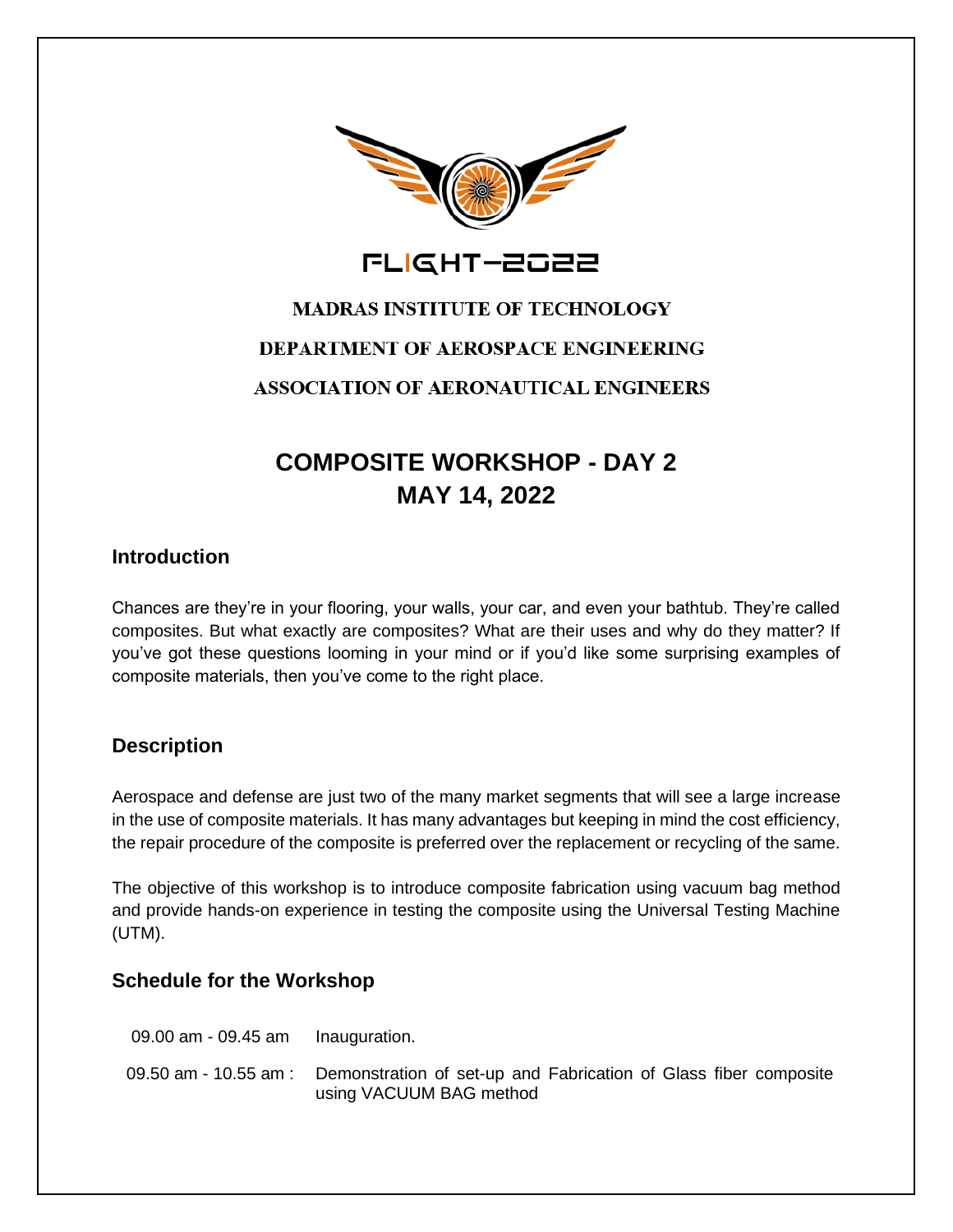FLIGHT-2022

**MADRAS INSTITUTE OF TECHNOLOGY**

**DEPARTMENT OF AEROSPACE ENGINEERING**

**ASSOCIATION OF AERONAUTICAL ENGINEERS**

# COMPOSITE WORKSHOP - DAY 2
# MAY 14, 2022

## Introduction

Chances are they're in your flooring, your walls, your car, and even your bathtub. They're called composites. But what exactly are composites? What are their uses and why do they matter? If you've got these questions looming in your mind or if you'd like some surprising examples of composite materials, then you've come to the right place.

## Description

Aerospace and defense are just two of the many market segments that will see a large increase in the use of composite materials. It has many advantages but keeping in mind the cost efficiency, the repair procedure of the composite is preferred over the replacement or recycling of the same.

The objective of this workshop is to introduce composite fabrication using vacuum bag method and provide hands-on experience in testing the composite using the Universal Testing Machine (UTM).

## Schedule for the Workshop

| | |
|---|---|
| 09.00 am - 09.45 am | Inauguration. |
| 09.50 am - 10.55 am : | Demonstration of set-up and Fabrication of Glass fiber composite using VACUUM BAG method |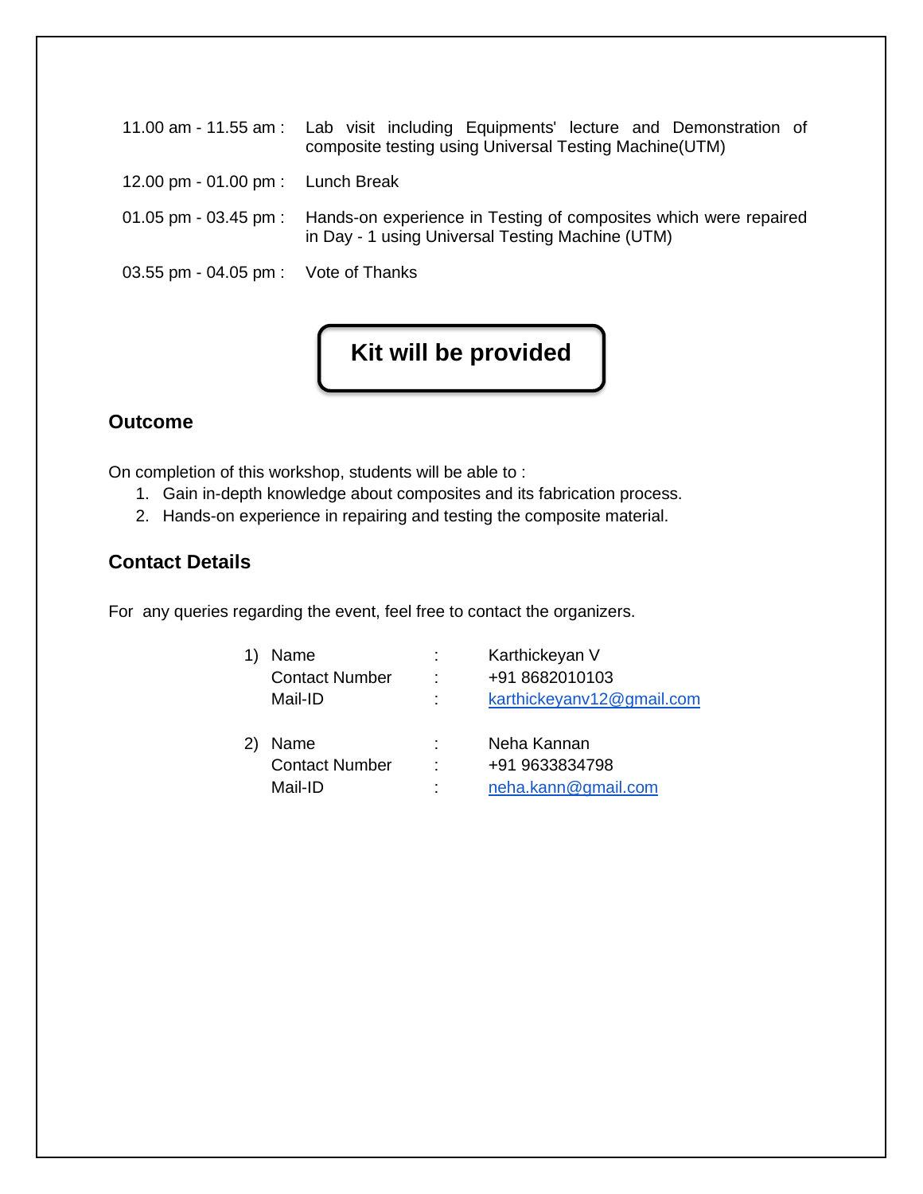| | |
|---|---|
| 11.00 am - 11.55 am : | Lab visit including Equipments' lecture and Demonstration of composite testing using Universal Testing Machine(UTM) |
| 12.00 pm - 01.00 pm : | Lunch Break |
| 01.05 pm - 03.45 pm : | Hands-on experience in Testing of composites which were repaired in Day - 1 using Universal Testing Machine (UTM) |
| 03.55 pm - 04.05 pm : | Vote of Thanks |

**Kit will be provided**

## Outcome

On completion of this workshop, students will be able to :

1. Gain in-depth knowledge about composites and its fabrication process.
2. Hands-on experience in repairing and testing the composite material.

## Contact Details

For any queries regarding the event, feel free to contact the organizers.

1) Name : Karthickeyan V
   Contact Number : +91 8682010103
   Mail-ID : karthickeyanv12@gmail.com

2) Name : Neha Kannan
   Contact Number : +91 9633834798
   Mail-ID : neha.kann@gmail.com